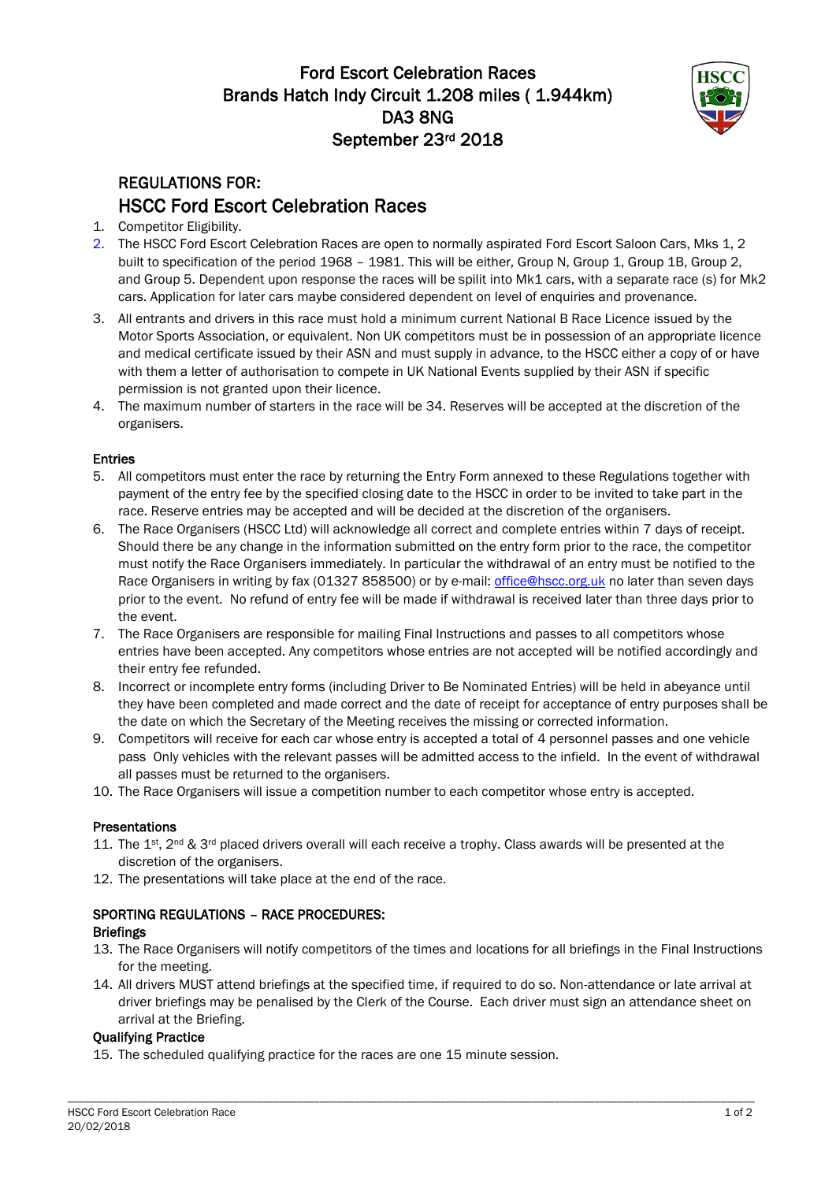# Ford Escort Celebration Races
# Brands Hatch Indy Circuit 1.208 miles ( 1.944km)
# DA3 8NG
# September 23rd 2018

## REGULATIONS FOR:
## HSCC Ford Escort Celebration Races

1. Competitor Eligibility.
2. The HSCC Ford Escort Celebration Races are open to normally aspirated Ford Escort Saloon Cars, Mks 1, 2 built to specification of the period 1968 – 1981. This will be either, Group N, Group 1, Group 1B, Group 2, and Group 5. Dependent upon response the races will be spilit into Mk1 cars, with a separate race (s) for Mk2 cars. Application for later cars maybe considered dependent on level of enquiries and provenance.
3. All entrants and drivers in this race must hold a minimum current National B Race Licence issued by the Motor Sports Association, or equivalent. Non UK competitors must be in possession of an appropriate licence and medical certificate issued by their ASN and must supply in advance, to the HSCC either a copy of or have with them a letter of authorisation to compete in UK National Events supplied by their ASN if specific permission is not granted upon their licence.
4. The maximum number of starters in the race will be 34. Reserves will be accepted at the discretion of the organisers.

### Entries

5. All competitors must enter the race by returning the Entry Form annexed to these Regulations together with payment of the entry fee by the specified closing date to the HSCC in order to be invited to take part in the race. Reserve entries may be accepted and will be decided at the discretion of the organisers.
6. The Race Organisers (HSCC Ltd) will acknowledge all correct and complete entries within 7 days of receipt. Should there be any change in the information submitted on the entry form prior to the race, the competitor must notify the Race Organisers immediately. In particular the withdrawal of an entry must be notified to the Race Organisers in writing by fax (01327 858500) or by e-mail: office@hscc.org.uk no later than seven days prior to the event. No refund of entry fee will be made if withdrawal is received later than three days prior to the event.
7. The Race Organisers are responsible for mailing Final Instructions and passes to all competitors whose entries have been accepted. Any competitors whose entries are not accepted will be notified accordingly and their entry fee refunded.
8. Incorrect or incomplete entry forms (including Driver to Be Nominated Entries) will be held in abeyance until they have been completed and made correct and the date of receipt for acceptance of entry purposes shall be the date on which the Secretary of the Meeting receives the missing or corrected information.
9. Competitors will receive for each car whose entry is accepted a total of 4 personnel passes and one vehicle pass Only vehicles with the relevant passes will be admitted access to the infield. In the event of withdrawal all passes must be returned to the organisers.
10. The Race Organisers will issue a competition number to each competitor whose entry is accepted.

### Presentations

11. The 1st, 2nd & 3rd placed drivers overall will each receive a trophy. Class awards will be presented at the discretion of the organisers.
12. The presentations will take place at the end of the race.

### SPORTING REGULATIONS – RACE PROCEDURES:

#### Briefings

13. The Race Organisers will notify competitors of the times and locations for all briefings in the Final Instructions for the meeting.
14. All drivers MUST attend briefings at the specified time, if required to do so. Non-attendance or late arrival at driver briefings may be penalised by the Clerk of the Course. Each driver must sign an attendance sheet on arrival at the Briefing.

#### Qualifying Practice

15. The scheduled qualifying practice for the races are one 15 minute session.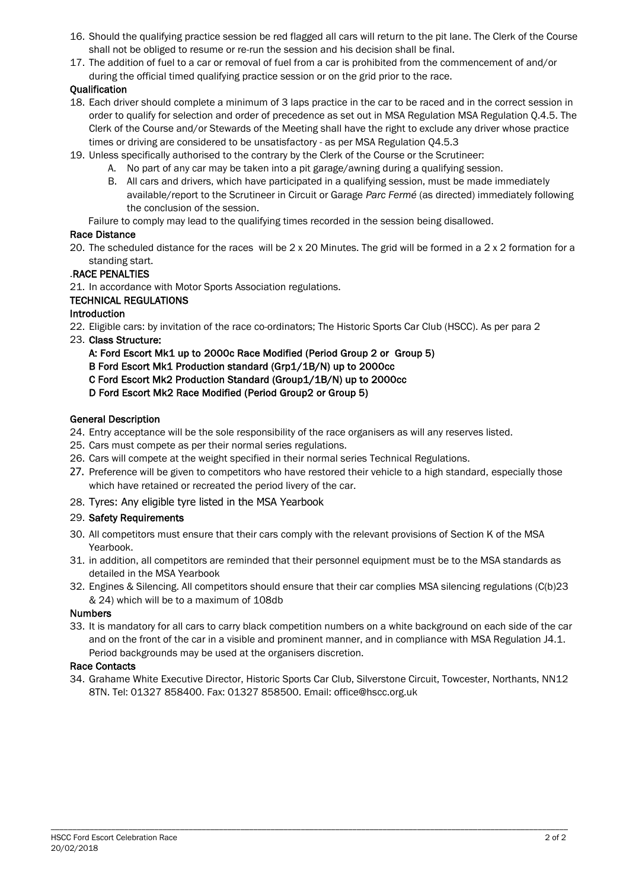16. Should the qualifying practice session be red flagged all cars will return to the pit lane. The Clerk of the Course shall not be obliged to resume or re-run the session and his decision shall be final.
17. The addition of fuel to a car or removal of fuel from a car is prohibited from the commencement of and/or during the official timed qualifying practice session or on the grid prior to the race.

**Qualification**

18. Each driver should complete a minimum of 3 laps practice in the car to be raced and in the correct session in order to qualify for selection and order of precedence as set out in MSA Regulation MSA Regulation Q.4.5. The Clerk of the Course and/or Stewards of the Meeting shall have the right to exclude any driver whose practice times or driving are considered to be unsatisfactory - as per MSA Regulation Q4.5.3
19. Unless specifically authorised to the contrary by the Clerk of the Course or the Scrutineer:
    A. No part of any car may be taken into a pit garage/awning during a qualifying session.
    B. All cars and drivers, which have participated in a qualifying session, must be made immediately available/report to the Scrutineer in Circuit or Garage *Parc Fermé* (as directed) immediately following the conclusion of the session.

    Failure to comply may lead to the qualifying times recorded in the session being disallowed.

**Race Distance**

20. The scheduled distance for the races will be 2 x 20 Minutes. The grid will be formed in a 2 x 2 formation for a standing start.

**.RACE PENALTIES**

21. In accordance with Motor Sports Association regulations.

**TECHNICAL REGULATIONS**

**Introduction**

22. Eligible cars: by invitation of the race co-ordinators; The Historic Sports Car Club (HSCC). As per para 2
23. **Class Structure:**
    **A: Ford Escort Mk1 up to 2000c Race Modified (Period Group 2 or Group 5)**
    **B Ford Escort Mk1 Production standard (Grp1/1B/N) up to 2000cc**
    **C Ford Escort Mk2 Production Standard (Group1/1B/N) up to 2000cc**
    **D Ford Escort Mk2 Race Modified (Period Group2 or Group 5)**

**General Description**

24. Entry acceptance will be the sole responsibility of the race organisers as will any reserves listed.
25. Cars must compete as per their normal series regulations.
26. Cars will compete at the weight specified in their normal series Technical Regulations.
27. Preference will be given to competitors who have restored their vehicle to a high standard, especially those which have retained or recreated the period livery of the car.
28. Tyres: Any eligible tyre listed in the MSA Yearbook
29. **Safety Requirements**
30. All competitors must ensure that their cars comply with the relevant provisions of Section K of the MSA Yearbook.
31. in addition, all competitors are reminded that their personnel equipment must be to the MSA standards as detailed in the MSA Yearbook
32. Engines & Silencing. All competitors should ensure that their car complies MSA silencing regulations (C(b)23 & 24) which will be to a maximum of 108db

**Numbers**

33. It is mandatory for all cars to carry black competition numbers on a white background on each side of the car and on the front of the car in a visible and prominent manner, and in compliance with MSA Regulation J4.1. Period backgrounds may be used at the organisers discretion.

**Race Contacts**

34. Grahame White Executive Director, Historic Sports Car Club, Silverstone Circuit, Towcester, Northants, NN12 8TN. Tel: 01327 858400. Fax: 01327 858500. Email: office@hscc.org.uk